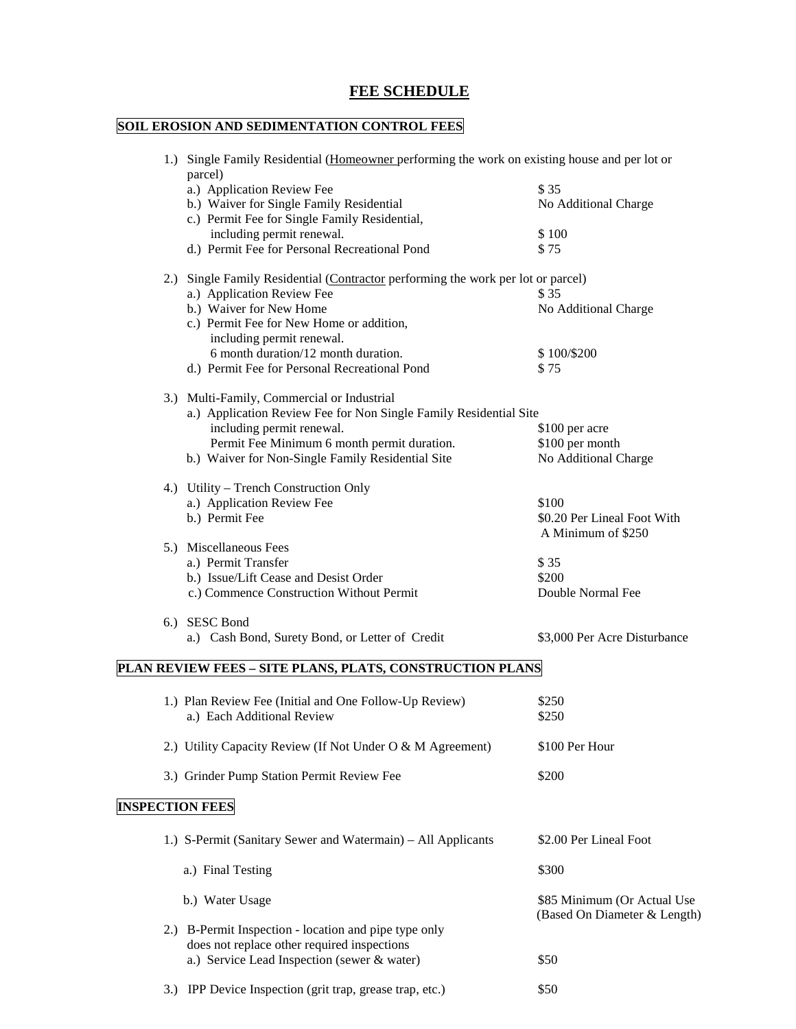# FEE SCHEDULE

## SOIL EROSION AND SEDIMENTATION CONTROL FEES

1.) Single Family Residential (Homeowner performing the work on existing house and per lot or parcel)

| | |
|---|---|
| a.) Application Review Fee | $ 35 |
| b.) Waiver for Single Family Residential | No Additional Charge |
| c.) Permit Fee for Single Family Residential, including permit renewal. | $ 100 |
| d.) Permit Fee for Personal Recreational Pond | $ 75 |

2.) Single Family Residential (Contractor performing the work per lot or parcel)

| | |
|---|---|
| a.) Application Review Fee | $ 35 |
| b.) Waiver for New Home | No Additional Charge |
| c.) Permit Fee for New Home or addition, including permit renewal. 6 month duration/12 month duration. | $ 100/$200 |
| d.) Permit Fee for Personal Recreational Pond | $ 75 |

3.) Multi-Family, Commercial or Industrial

| | |
|---|---|
| a.) Application Review Fee for Non Single Family Residential Site including permit renewal. | $100 per acre |
| Permit Fee Minimum 6 month permit duration. | $100 per month |
| b.) Waiver for Non-Single Family Residential Site | No Additional Charge |

4.) Utility – Trench Construction Only

| | |
|---|---|
| a.) Application Review Fee | $100 |
| b.) Permit Fee | $0.20 Per Lineal Foot With A Minimum of $250 |

5.) Miscellaneous Fees

| | |
|---|---|
| a.) Permit Transfer | $ 35 |
| b.) Issue/Lift Cease and Desist Order | $200 |
| c.) Commence Construction Without Permit | Double Normal Fee |

6.) SESC Bond

| | |
|---|---|
| a.) Cash Bond, Surety Bond, or Letter of Credit | $3,000 Per Acre Disturbance |

## PLAN REVIEW FEES – SITE PLANS, PLATS, CONSTRUCTION PLANS

| | |
|---|---|
| 1.) Plan Review Fee (Initial and One Follow-Up Review) | $250 |
| a.) Each Additional Review | $250 |
| 2.) Utility Capacity Review (If Not Under O & M Agreement) | $100 Per Hour |
| 3.) Grinder Pump Station Permit Review Fee | $200 |

## INSPECTION FEES

| | |
|---|---|
| 1.) S-Permit (Sanitary Sewer and Watermain) – All Applicants | $2.00 Per Lineal Foot |
| a.) Final Testing | $300 |
| b.) Water Usage | $85 Minimum (Or Actual Use (Based On Diameter & Length) |
| 2.) B-Permit Inspection - location and pipe type only does not replace other required inspections | |
| a.) Service Lead Inspection (sewer & water) | $50 |
| 3.) IPP Device Inspection (grit trap, grease trap, etc.) | $50 |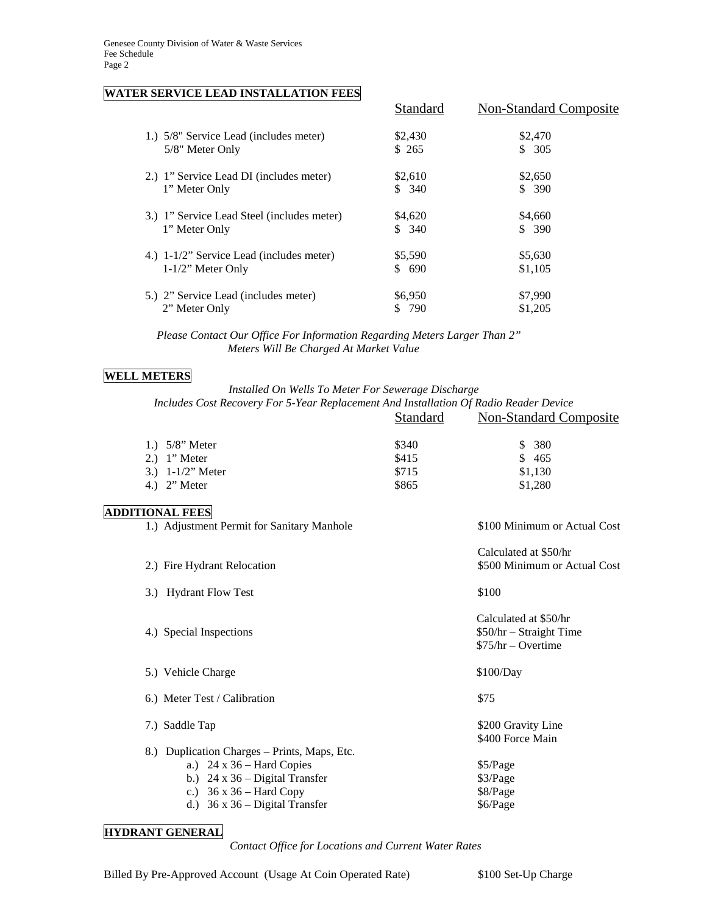## WATER SERVICE LEAD INSTALLATION FEES

| | Standard | Non-Standard Composite |
|---|---|---|
| 1.) 5/8" Service Lead (includes meter) | $2,430 | $2,470 |
| 5/8" Meter Only | $ 265 | $ 305 |
| 2.) 1" Service Lead DI (includes meter) | $2,610 | $2,650 |
| 1" Meter Only | $ 340 | $ 390 |
| 3.) 1" Service Lead Steel (includes meter) | $4,620 | $4,660 |
| 1" Meter Only | $ 340 | $ 390 |
| 4.) 1-1/2" Service Lead (includes meter) | $5,590 | $5,630 |
| 1-1/2" Meter Only | $ 690 | $1,105 |
| 5.) 2" Service Lead (includes meter) | $6,950 | $7,990 |
| 2" Meter Only | $ 790 | $1,205 |

*Please Contact Our Office For Information Regarding Meters Larger Than 2"*
*Meters Will Be Charged At Market Value*

## WELL METERS

*Installed On Wells To Meter For Sewerage Discharge*
*Includes Cost Recovery For 5-Year Replacement And Installation Of Radio Reader Device*

| | Standard | Non-Standard Composite |
|---|---|---|
| 1.) 5/8" Meter | $340 | $ 380 |
| 2.) 1" Meter | $415 | $ 465 |
| 3.) 1-1/2" Meter | $715 | $1,130 |
| 4.) 2" Meter | $865 | $1,280 |

## ADDITIONAL FEES

| | |
|---|---|
| 1.) Adjustment Permit for Sanitary Manhole | $100 Minimum or Actual Cost Calculated at $50/hr |
| 2.) Fire Hydrant Relocation | $500 Minimum or Actual Cost Calculated at $50/hr |
| 3.) Hydrant Flow Test | $100 |
| 4.) Special Inspections | $50/hr – Straight Time<br>$75/hr – Overtime |
| 5.) Vehicle Charge | $100/Day |
| 6.) Meter Test / Calibration | $75 |
| 7.) Saddle Tap | $200 Gravity Line<br>$400 Force Main |
| 8.) Duplication Charges – Prints, Maps, Etc. | |
| a.) 24 x 36 – Hard Copies | $5/Page |
| b.) 24 x 36 – Digital Transfer | $3/Page |
| c.) 36 x 36 – Hard Copy | $8/Page |
| d.) 36 x 36 – Digital Transfer | $6/Page |

## HYDRANT GENERAL

*Contact Office for Locations and Current Water Rates*

Billed By Pre-Approved Account (Usage At Coin Operated Rate) $100 Set-Up Charge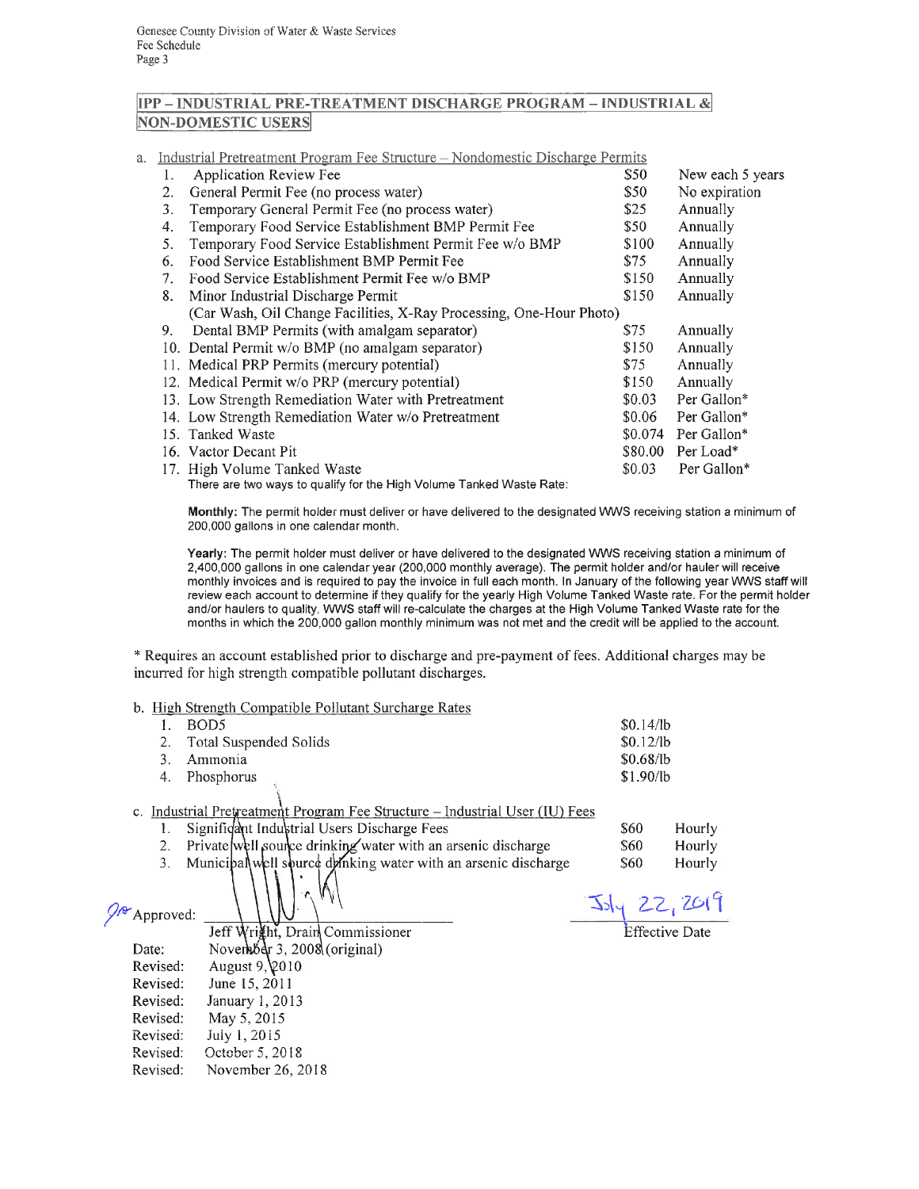## IPP – INDUSTRIAL PRE-TREATMENT DISCHARGE PROGRAM – INDUSTRIAL & NON-DOMESTIC USERS

a. Industrial Pretreatment Program Fee Structure – Nondomestic Discharge Permits

| | | | |
|---|---|---|---|
| 1. | Application Review Fee | $50 | New each 5 years |
| 2. | General Permit Fee (no process water) | $50 | No expiration |
| 3. | Temporary General Permit Fee (no process water) | $25 | Annually |
| 4. | Temporary Food Service Establishment BMP Permit Fee | $50 | Annually |
| 5. | Temporary Food Service Establishment Permit Fee w/o BMP | $100 | Annually |
| 6. | Food Service Establishment BMP Permit Fee | $75 | Annually |
| 7. | Food Service Establishment Permit Fee w/o BMP | $150 | Annually |
| 8. | Minor Industrial Discharge Permit (Car Wash, Oil Change Facilities, X-Ray Processing, One-Hour Photo) | $150 | Annually |
| 9. | Dental BMP Permits (with amalgam separator) | $75 | Annually |
| 10. | Dental Permit w/o BMP (no amalgam separator) | $150 | Annually |
| 11. | Medical PRP Permits (mercury potential) | $75 | Annually |
| 12. | Medical Permit w/o PRP (mercury potential) | $150 | Annually |
| 13. | Low Strength Remediation Water with Pretreatment | $0.03 | Per Gallon* |
| 14. | Low Strength Remediation Water w/o Pretreatment | $0.06 | Per Gallon* |
| 15. | Tanked Waste | $0.074 | Per Gallon* |
| 16. | Vactor Decant Pit | $80.00 | Per Load* |
| 17. | High Volume Tanked Waste | $0.03 | Per Gallon* |

There are two ways to qualify for the High Volume Tanked Waste Rate:

**Monthly:** The permit holder must deliver or have delivered to the designated WWS receiving station a minimum of 200,000 gallons in one calendar month.

**Yearly:** The permit holder must deliver or have delivered to the designated WWS receiving station a minimum of 2,400,000 gallons in one calendar year (200,000 monthly average). The permit holder and/or hauler will receive monthly invoices and is required to pay the invoice in full each month. In January of the following year WWS staff will review each account to determine if they qualify for the yearly High Volume Tanked Waste rate. For the permit holder and/or haulers to quality, WWS staff will re-calculate the charges at the High Volume Tanked Waste rate for the months in which the 200,000 gallon monthly minimum was not met and the credit will be applied to the account.

* Requires an account established prior to discharge and pre-payment of fees. Additional charges may be incurred for high strength compatible pollutant discharges.

b. High Strength Compatible Pollutant Surcharge Rates

| | | |
|---|---|---|
| 1. | BOD5 | $0.14/lb |
| 2. | Total Suspended Solids | $0.12/lb |
| 3. | Ammonia | $0.68/lb |
| 4. | Phosphorus | $1.90/lb |

c. Industrial Pretreatment Program Fee Structure – Industrial User (IU) Fees

| | | | |
|---|---|---|---|
| 1. | Significant Industrial Users Discharge Fees | $60 | Hourly |
| 2. | Private well source drinking water with an arsenic discharge | $60 | Hourly |
| 3. | Municipal well source drinking water with an arsenic discharge | $60 | Hourly |

Approved: ______________________ Jeff Wright, Drain Commissioner

July 22, 2019
Effective Date

Date: November 3, 2008 (original)
Revised: August 9, 2010
Revised: June 15, 2011
Revised: January 1, 2013
Revised: May 5, 2015
Revised: July 1, 2015
Revised: October 5, 2018
Revised: November 26, 2018